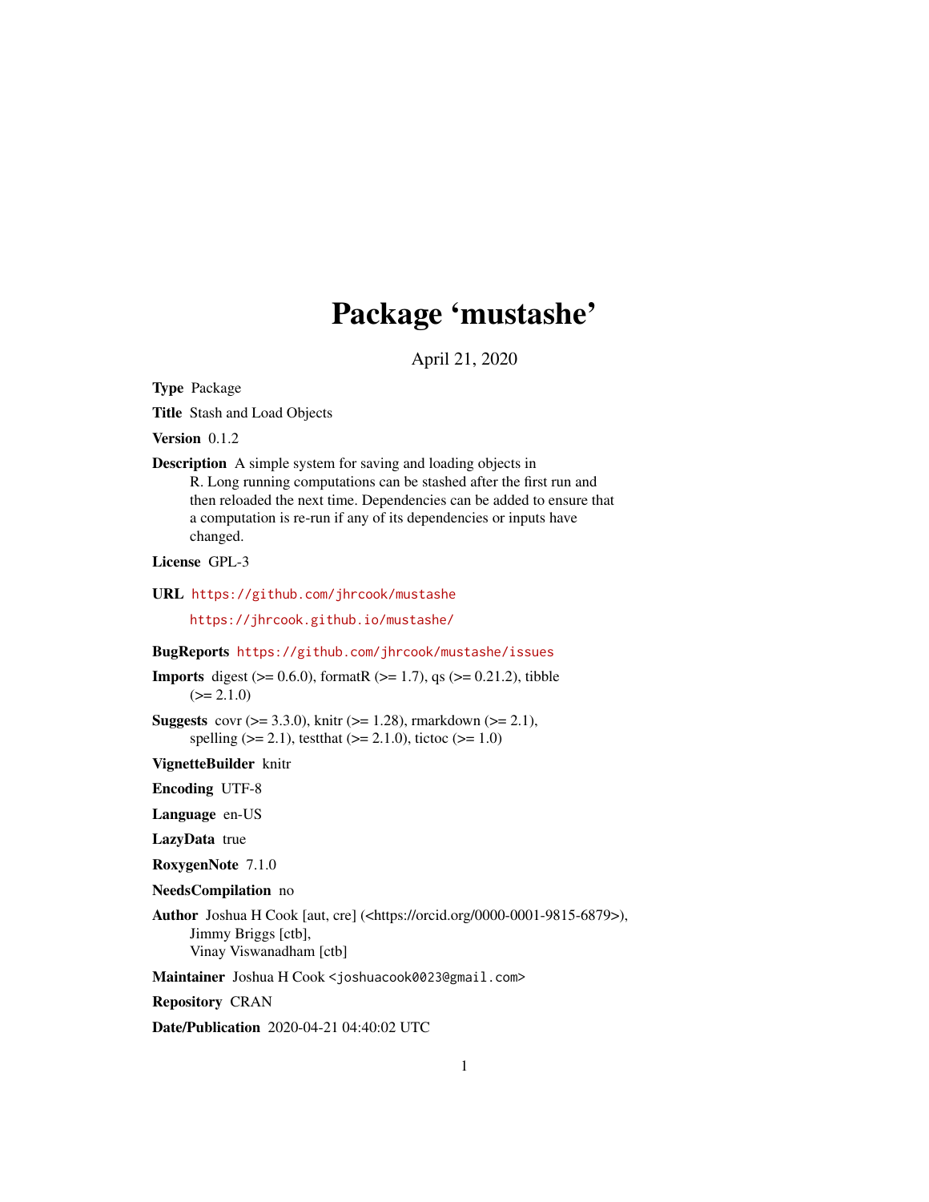# Package 'mustashe'

April 21, 2020

**Type** Package

**Title** Stash and Load Objects

**Version** 0.1.2

**Description** A simple system for saving and loading objects in R. Long running computations can be stashed after the first run and then reloaded the next time. Dependencies can be added to ensure that a computation is re-run if any of its dependencies or inputs have changed.

**License** GPL-3

**URL** https://github.com/jhrcook/mustashe

https://jhrcook.github.io/mustashe/

**BugReports** https://github.com/jhrcook/mustashe/issues

**Imports** digest (>= 0.6.0), formatR (>= 1.7), qs (>= 0.21.2), tibble (>= 2.1.0)

**Suggests** covr (>= 3.3.0), knitr (>= 1.28), rmarkdown (>= 2.1), spelling (>= 2.1), testthat (>= 2.1.0), tictoc (>= 1.0)

**VignetteBuilder** knitr

**Encoding** UTF-8

**Language** en-US

**LazyData** true

**RoxygenNote** 7.1.0

**NeedsCompilation** no

**Author** Joshua H Cook [aut, cre] (<https://orcid.org/0000-0001-9815-6879>), Jimmy Briggs [ctb], Vinay Viswanadham [ctb]

**Maintainer** Joshua H Cook <joshuacook0023@gmail.com>

**Repository** CRAN

**Date/Publication** 2020-04-21 04:40:02 UTC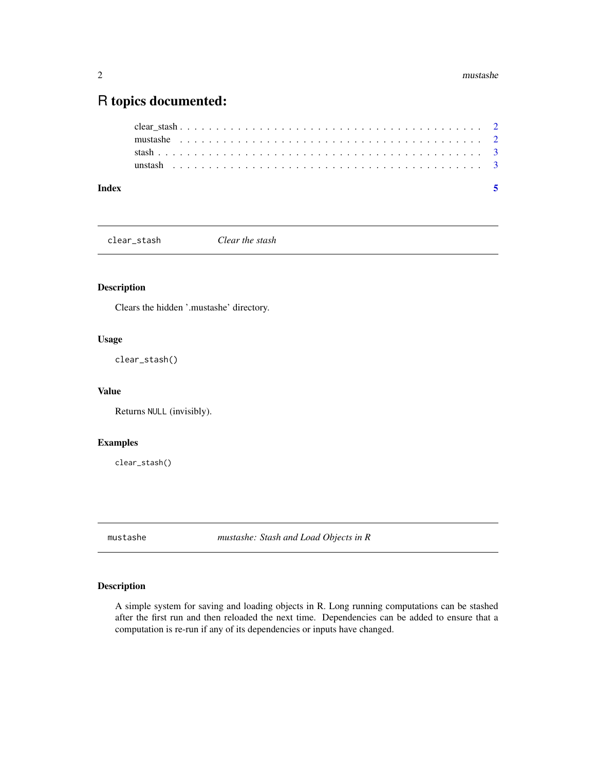# R topics documented:

clear_stash . . . . . . . . . . . . . . . . . . . . . . . . . . . . . . . . . . . . . . . 2
mustashe . . . . . . . . . . . . . . . . . . . . . . . . . . . . . . . . . . . . . . . . . 2
stash . . . . . . . . . . . . . . . . . . . . . . . . . . . . . . . . . . . . . . . . . . . 3
unstash . . . . . . . . . . . . . . . . . . . . . . . . . . . . . . . . . . . . . . . . . . 3

**Index** **5**

---

## clear_stash *Clear the stash*

---

### Description

Clears the hidden '.mustashe' directory.

### Usage

```
clear_stash()
```

### Value

Returns `NULL` (invisibly).

### Examples

```
clear_stash()
```

---

## mustashe *mustashe: Stash and Load Objects in R*

---

### Description

A simple system for saving and loading objects in R. Long running computations can be stashed after the first run and then reloaded the next time. Dependencies can be added to ensure that a computation is re-run if any of its dependencies or inputs have changed.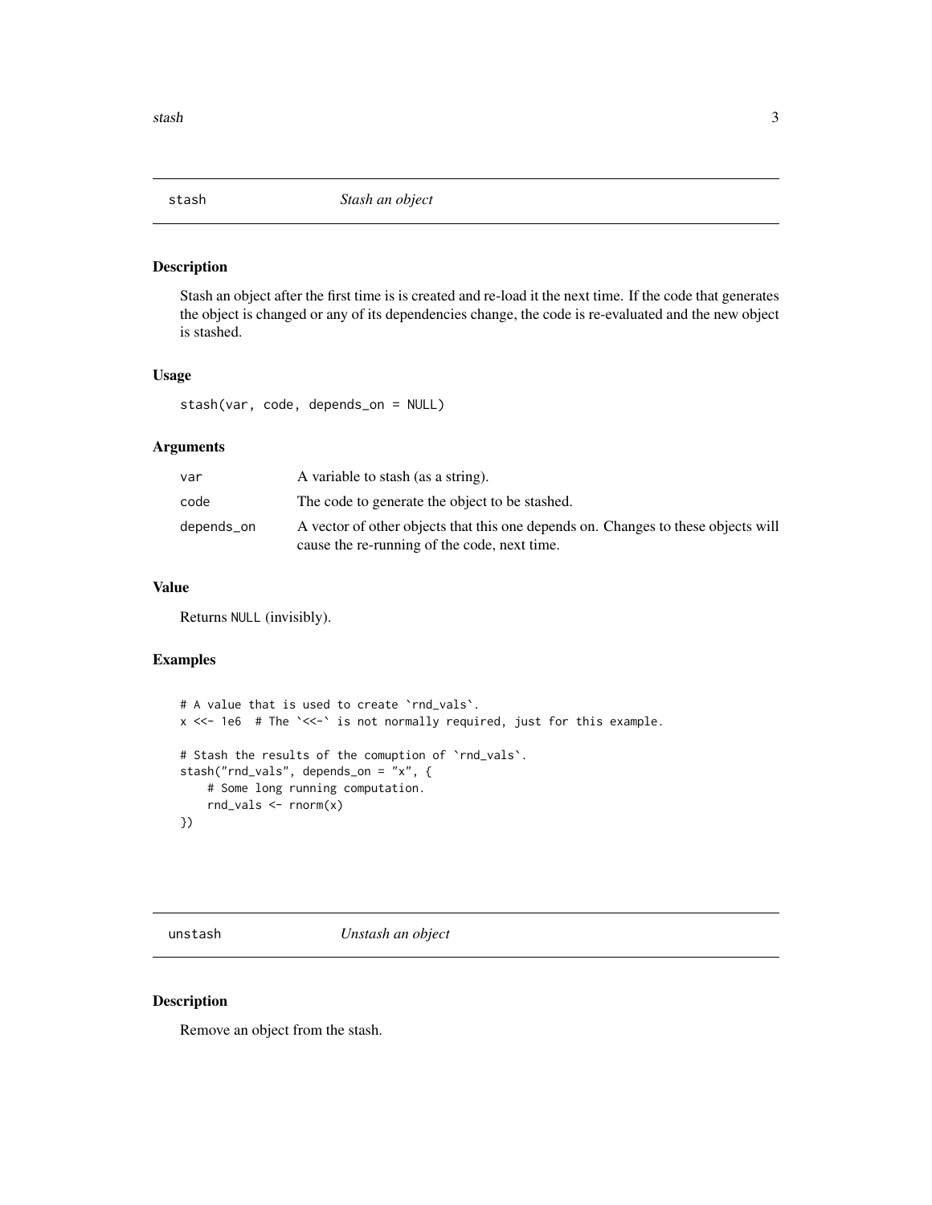## stash — *Stash an object*

### Description

Stash an object after the first time is is created and re-load it the next time. If the code that generates the object is changed or any of its dependencies change, the code is re-evaluated and the new object is stashed.

### Usage

```
stash(var, code, depends_on = NULL)
```

### Arguments

| | |
|---|---|
| var | A variable to stash (as a string). |
| code | The code to generate the object to be stashed. |
| depends_on | A vector of other objects that this one depends on. Changes to these objects will cause the re-running of the code, next time. |

### Value

Returns `NULL` (invisibly).

### Examples

```
# A value that is used to create `rnd_vals`.
x <<- 1e6  # The `<<-` is not normally required, just for this example.

# Stash the results of the comuption of `rnd_vals`.
stash("rnd_vals", depends_on = "x", {
    # Some long running computation.
    rnd_vals <- rnorm(x)
})
```

## unstash — *Unstash an object*

### Description

Remove an object from the stash.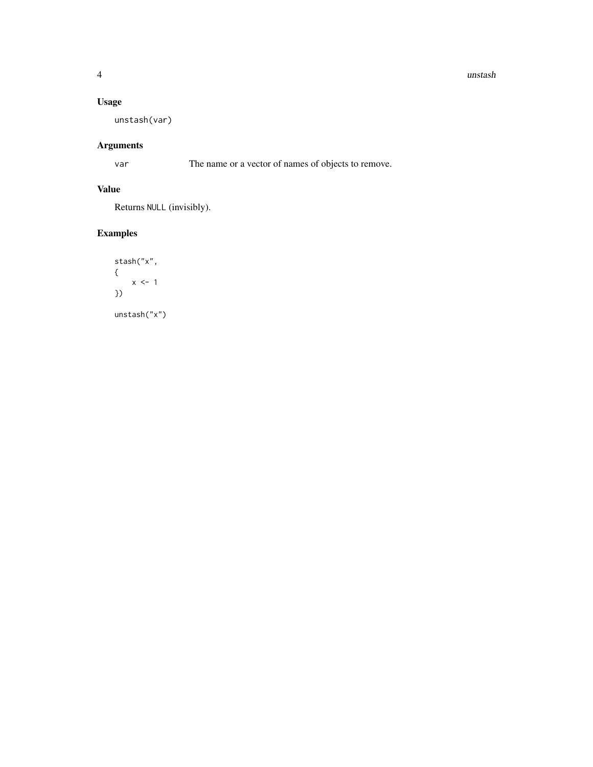### Usage

```
unstash(var)
```

### Arguments

| | |
|---|---|
| `var` | The name or a vector of names of objects to remove. |

### Value

Returns `NULL` (invisibly).

### Examples

```
stash("x",
{
    x <- 1
})

unstash("x")
```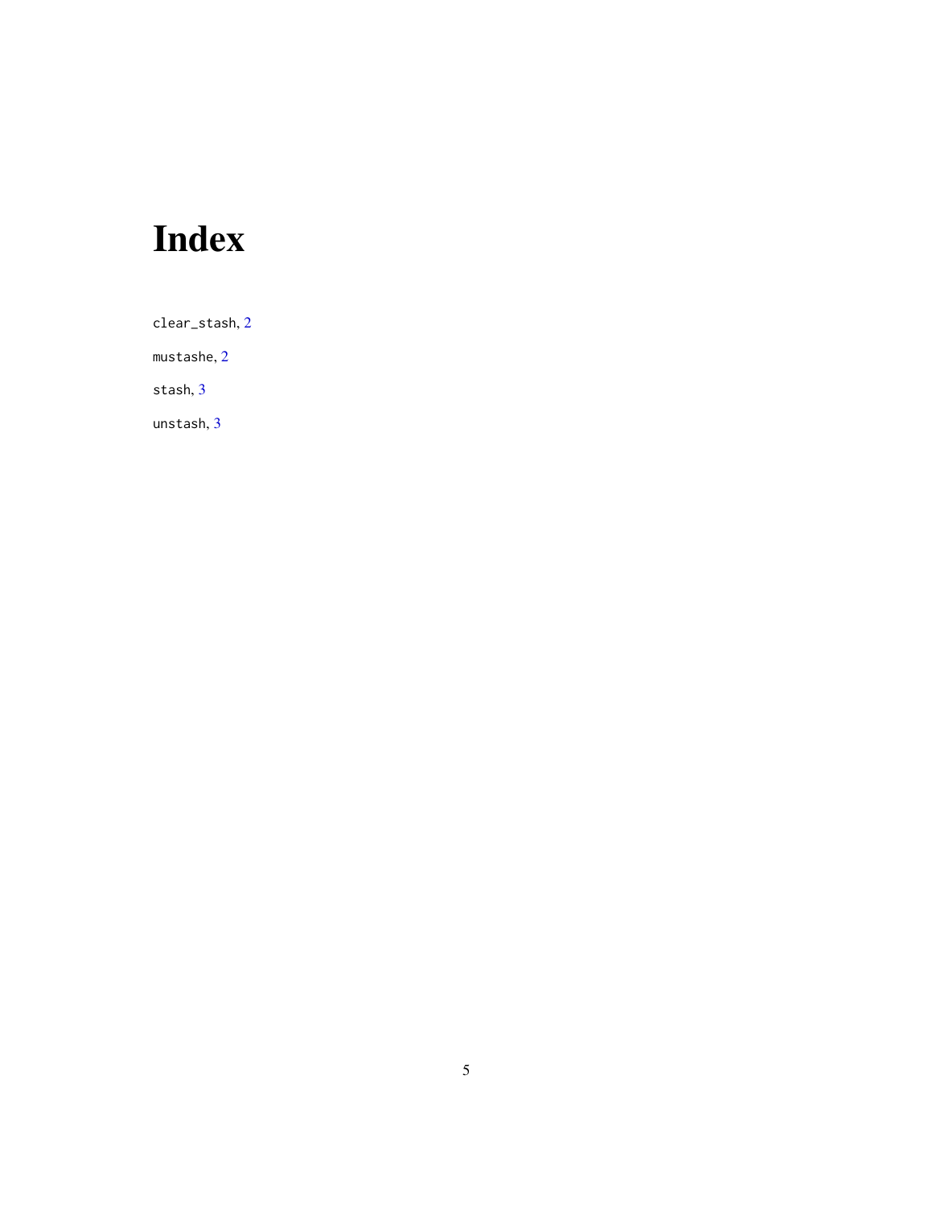# Index

clear_stash, 2

mustashe, 2

stash, 3

unstash, 3